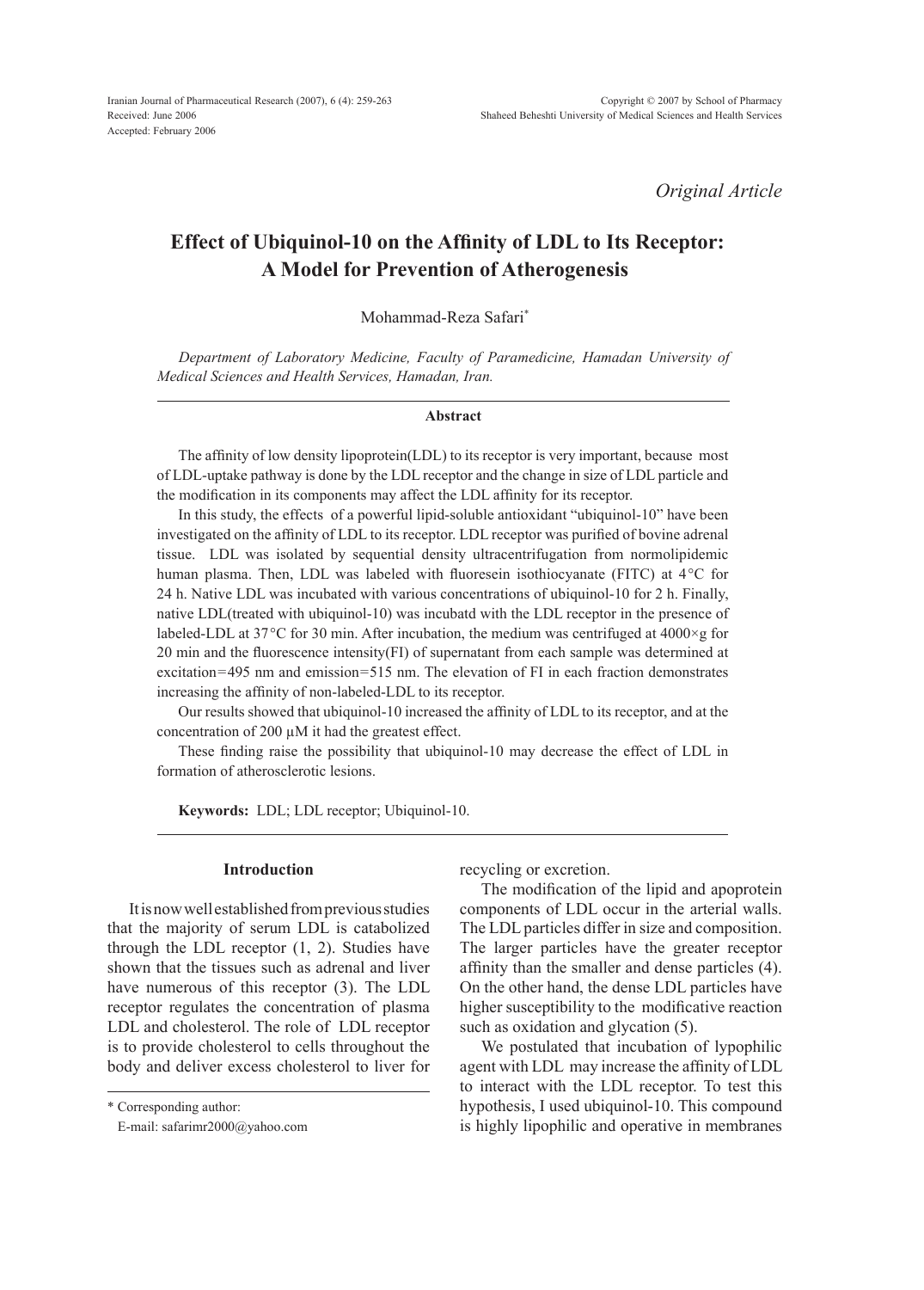*Original Article*

# Effect of Ubiquinol-10 on the Affinity of LDL to Its Receptor: A Model for Prevention of Atherogenesis

Mohammad-Reza Safari*

*Department of Laboratory Medicine, Faculty of Paramedicine, Hamadan University of Medical Sciences and Health Services, Hamadan, Iran.*

## Abstract

The affinity of low density lipoprotein(LDL) to its receptor is very important, because most of LDL-uptake pathway is done by the LDL receptor and the change in size of LDL particle and the modification in its components may affect the LDL affinity for its receptor.

In this study, the effects of a powerful lipid-soluble antioxidant "ubiquinol-10" have been investigated on the affinity of LDL to its receptor. LDL receptor was purified of bovine adrenal tissue. LDL was isolated by sequential density ultracentrifugation from normolipidemic human plasma. Then, LDL was labeled with fluoresein isothiocyanate (FITC) at 4°C for 24 h. Native LDL was incubated with various concentrations of ubiquinol-10 for 2 h. Finally, native LDL(treated with ubiquinol-10) was incubatd with the LDL receptor in the presence of labeled-LDL at 37°C for 30 min. After incubation, the medium was centrifuged at 4000×g for 20 min and the fluorescence intensity(FI) of supernatant from each sample was determined at excitation=495 nm and emission=515 nm. The elevation of FI in each fraction demonstrates increasing the affinity of non-labeled-LDL to its receptor.

Our results showed that ubiquinol-10 increased the affinity of LDL to its receptor, and at the concentration of 200 μM it had the greatest effect.

These finding raise the possibility that ubiquinol-10 may decrease the effect of LDL in formation of atherosclerotic lesions.

**Keywords:** LDL; LDL receptor; Ubiquinol-10.

## Introduction

It is now well established from previous studies that the majority of serum LDL is catabolized through the LDL receptor (1, 2). Studies have shown that the tissues such as adrenal and liver have numerous of this receptor (3). The LDL receptor regulates the concentration of plasma LDL and cholesterol. The role of LDL receptor is to provide cholesterol to cells throughout the body and deliver excess cholesterol to liver for recycling or excretion.

The modification of the lipid and apoprotein components of LDL occur in the arterial walls. The LDL particles differ in size and composition. The larger particles have the greater receptor affinity than the smaller and dense particles (4). On the other hand, the dense LDL particles have higher susceptibility to the modificative reaction such as oxidation and glycation (5).

We postulated that incubation of lypophilic agent with LDL may increase the affinity of LDL to interact with the LDL receptor. To test this hypothesis, I used ubiquinol-10. This compound is highly lipophilic and operative in membranes

\* Corresponding author:
E-mail: safarimr2000@yahoo.com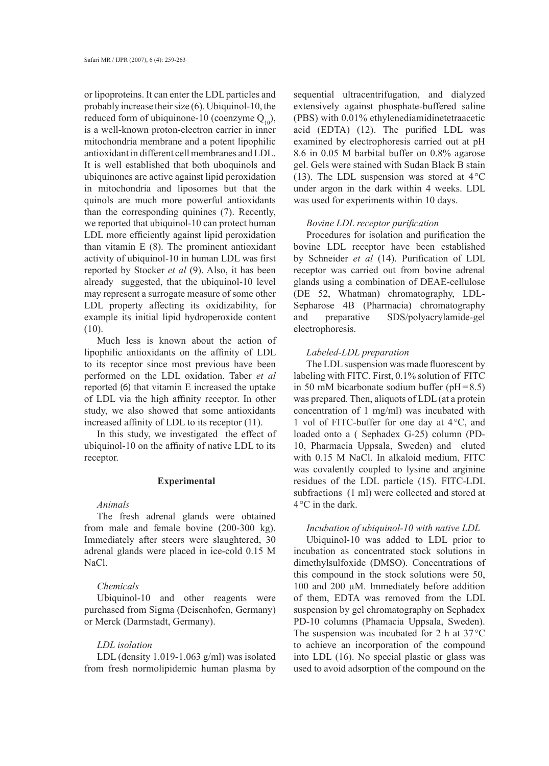or lipoproteins. It can enter the LDL particles and probably increase their size (6). Ubiquinol-10, the reduced form of ubiquinone-10 (coenzyme $Q_{10}$), is a well-known proton-electron carrier in inner mitochondria membrane and a potent lipophilic antioxidant in different cell membranes and LDL. It is well established that both uboquinols and ubiquinones are active against lipid peroxidation in mitochondria and liposomes but that the quinols are much more powerful antioxidants than the corresponding quinines (7). Recently, we reported that ubiquinol-10 can protect human LDL more efficiently against lipid peroxidation than vitamin E (8). The prominent antioxidant activity of ubiquinol-10 in human LDL was first reported by Stocker *et al* (9). Also, it has been already suggested, that the ubiquinol-10 level may represent a surrogate measure of some other LDL property affecting its oxidizability, for example its initial lipid hydroperoxide content (10).

Much less is known about the action of lipophilic antioxidants on the affinity of LDL to its receptor since most previous have been performed on the LDL oxidation. Taber *et al* reported (6) that vitamin E increased the uptake of LDL via the high affinity receptor. In other study, we also showed that some antioxidants increased affinity of LDL to its receptor (11).

In this study, we investigated the effect of ubiquinol-10 on the affinity of native LDL to its receptor.

## Experimental

### *Animals*

The fresh adrenal glands were obtained from male and female bovine (200-300 kg). Immediately after steers were slaughtered, 30 adrenal glands were placed in ice-cold 0.15 M NaCl.

### *Chemicals*

Ubiquinol-10 and other reagents were purchased from Sigma (Deisenhofen, Germany) or Merck (Darmstadt, Germany).

### *LDL isolation*

LDL (density 1.019-1.063 g/ml) was isolated from fresh normolipidemic human plasma by sequential ultracentrifugation, and dialyzed extensively against phosphate-buffered saline (PBS) with 0.01% ethylenediamidinetetraacetic acid (EDTA) (12). The purified LDL was examined by electrophoresis carried out at pH 8.6 in 0.05 M barbital buffer on 0.8% agarose gel. Gels were stained with Sudan Black B stain (13). The LDL suspension was stored at 4 °C under argon in the dark within 4 weeks. LDL was used for experiments within 10 days.

### *Bovine LDL receptor purification*

Procedures for isolation and purification the bovine LDL receptor have been established by Schneider *et al* (14). Purification of LDL receptor was carried out from bovine adrenal glands using a combination of DEAE-cellulose (DE 52, Whatman) chromatography, LDL-Sepharose 4B (Pharmacia) chromatography and preparative SDS/polyacrylamide-gel electrophoresis.

### *Labeled-LDL preparation*

The LDL suspension was made fluorescent by labeling with FITC. First, 0.1% solution of FITC in 50 mM bicarbonate sodium buffer (pH = 8.5) was prepared. Then, aliquots of LDL (at a protein concentration of 1 mg/ml) was incubated with 1 vol of FITC-buffer for one day at 4 °C, and loaded onto a ( Sephadex G-25) column (PD-10, Pharmacia Uppsala, Sweden) and eluted with 0.15 M NaCl. In alkaloid medium, FITC was covalently coupled to lysine and arginine residues of the LDL particle (15). FITC-LDL subfractions (1 ml) were collected and stored at 4 °C in the dark.

### *Incubation of ubiquinol-10 with native LDL*

Ubiquinol-10 was added to LDL prior to incubation as concentrated stock solutions in dimethylsulfoxide (DMSO). Concentrations of this compound in the stock solutions were 50, 100 and 200 µM. Immediately before addition of them, EDTA was removed from the LDL suspension by gel chromatography on Sephadex PD-10 columns (Phamacia Uppsala, Sweden). The suspension was incubated for 2 h at 37 °C to achieve an incorporation of the compound into LDL (16). No special plastic or glass was used to avoid adsorption of the compound on the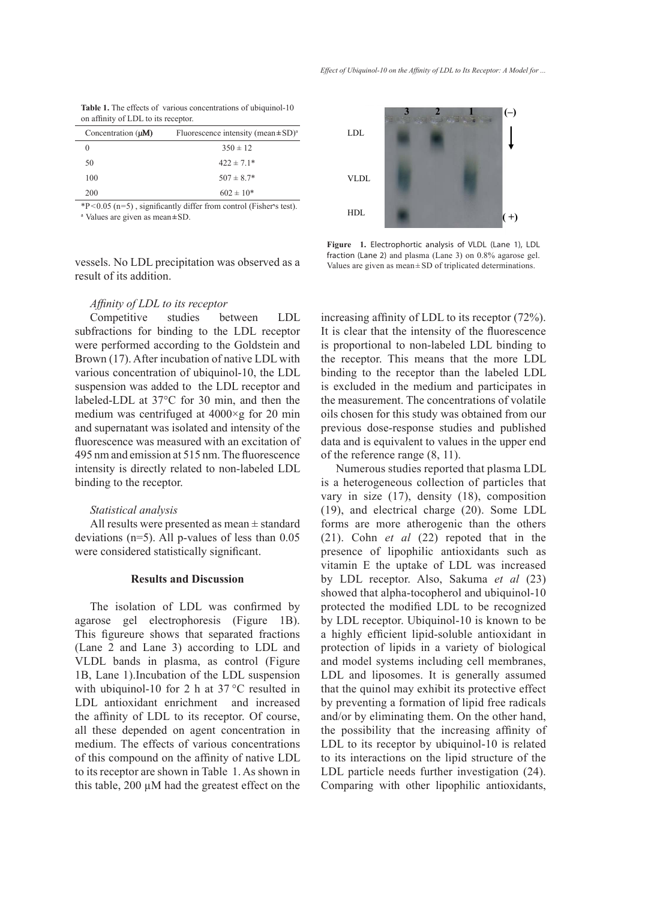**Table 1.** The effects of various concentrations of ubiquinol-10 on affinity of LDL to its receptor.

| Concentration (µM) | Fluorescence intensity (mean±SD)[a] |
|---|---|
| 0 | 350 ± 12 |
| 50 | 422 ± 7.1* |
| 100 | 507 ± 8.7* |
| 200 | 602 ± 10* |

*$P<0.05$ (n=5), significantly differ from control (Fisher's test).
[a] Values are given as mean±SD.

vessels. No LDL precipitation was observed as a result of its addition.

### *Affinity of LDL to its receptor*

Competitive studies between LDL subfractions for binding to the LDL receptor were performed according to the Goldstein and Brown (17). After incubation of native LDL with various concentration of ubiquinol-10, the LDL suspension was added to the LDL receptor and labeled-LDL at 37°C for 30 min, and then the medium was centrifuged at 4000×g for 20 min and supernatant was isolated and intensity of the fluorescence was measured with an excitation of 495 nm and emission at 515 nm. The fluorescence intensity is directly related to non-labeled LDL binding to the receptor.

### *Statistical analysis*

All results were presented as mean ± standard deviations (n=5). All p-values of less than 0.05 were considered statistically significant.

## Results and Discussion

The isolation of LDL was confirmed by agarose gel electrophoresis (Figure 1B). This figureure shows that separated fractions (Lane 2 and Lane 3) according to LDL and VLDL bands in plasma, as control (Figure 1B, Lane 1).Incubation of the LDL suspension with ubiquinol-10 for 2 h at 37 °C resulted in LDL antioxidant enrichment and increased the affinity of LDL to its receptor. Of course, all these depended on agent concentration in medium. The effects of various concentrations of this compound on the affinity of native LDL to its receptor are shown in Table 1. As shown in this table, 200 µM had the greatest effect on the increasing affinity of LDL to its receptor (72%). It is clear that the intensity of the fluorescence is proportional to non-labeled LDL binding to the receptor. This means that the more LDL binding to the receptor than the labeled LDL is excluded in the medium and participates in the measurement. The concentrations of volatile oils chosen for this study was obtained from our previous dose-response studies and published data and is equivalent to values in the upper end of the reference range (8, 11).

**Figure 1.** Electrophortic analysis of VLDL (Lane 1), LDL fraction (Lane 2) and plasma (Lane 3) on 0.8% agarose gel. Values are given as mean±SD of triplicated determinations.

Numerous studies reported that plasma LDL is a heterogeneous collection of particles that vary in size (17), density (18), composition (19), and electrical charge (20). Some LDL forms are more atherogenic than the others (21). Cohn *et al* (22) repoted that in the presence of lipophilic antioxidants such as vitamin E the uptake of LDL was increased by LDL receptor. Also, Sakuma *et al* (23) showed that alpha-tocopherol and ubiquinol-10 protected the modified LDL to be recognized by LDL receptor. Ubiquinol-10 is known to be a highly efficient lipid-soluble antioxidant in protection of lipids in a variety of biological and model systems including cell membranes, LDL and liposomes. It is generally assumed that the quinol may exhibit its protective effect by preventing a formation of lipid free radicals and/or by eliminating them. On the other hand, the possibility that the increasing affinity of LDL to its receptor by ubiquinol-10 is related to its interactions on the lipid structure of the LDL particle needs further investigation (24). Comparing with other lipophilic antioxidants,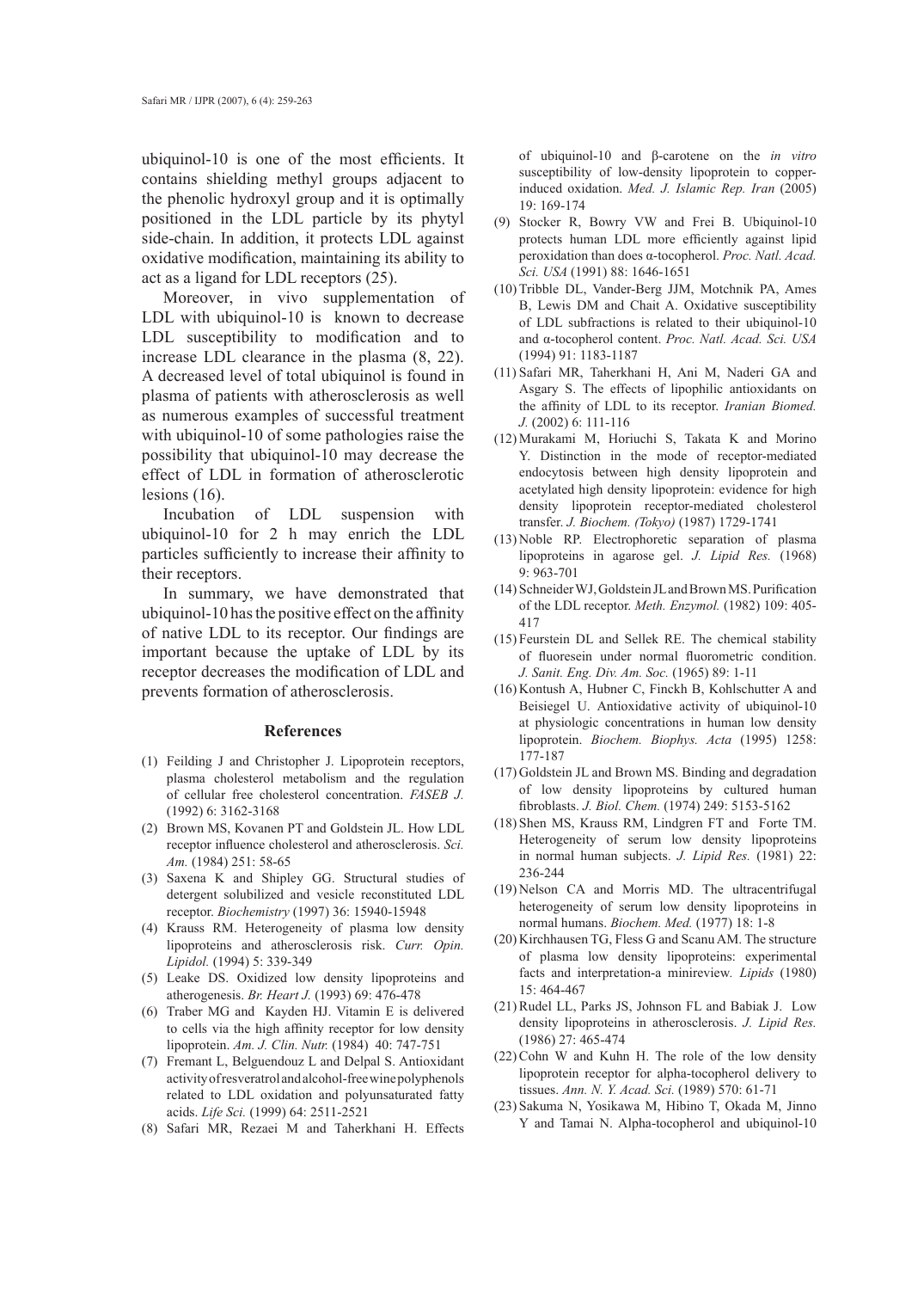ubiquinol-10 is one of the most efficients. It contains shielding methyl groups adjacent to the phenolic hydroxyl group and it is optimally positioned in the LDL particle by its phytyl side-chain. In addition, it protects LDL against oxidative modification, maintaining its ability to act as a ligand for LDL receptors (25).

Moreover, in vivo supplementation of LDL with ubiquinol-10 is known to decrease LDL susceptibility to modification and to increase LDL clearance in the plasma (8, 22). A decreased level of total ubiquinol is found in plasma of patients with atherosclerosis as well as numerous examples of successful treatment with ubiquinol-10 of some pathologies raise the possibility that ubiquinol-10 may decrease the effect of LDL in formation of atherosclerotic lesions (16).

Incubation of LDL suspension with ubiquinol-10 for 2 h may enrich the LDL particles sufficiently to increase their affinity to their receptors.

In summary, we have demonstrated that ubiquinol-10 has the positive effect on the affinity of native LDL to its receptor. Our findings are important because the uptake of LDL by its receptor decreases the modification of LDL and prevents formation of atherosclerosis.

## References

(1) Feilding J and Christopher J. Lipoprotein receptors, plasma cholesterol metabolism and the regulation of cellular free cholesterol concentration. *FASEB J.* (1992) 6: 3162-3168

(2) Brown MS, Kovanen PT and Goldstein JL. How LDL receptor influence cholesterol and atherosclerosis. *Sci. Am.* (1984) 251: 58-65

(3) Saxena K and Shipley GG. Structural studies of detergent solubilized and vesicle reconstituted LDL receptor. *Biochemistry* (1997) 36: 15940-15948

(4) Krauss RM. Heterogeneity of plasma low density lipoproteins and atherosclerosis risk. *Curr. Opin. Lipidol.* (1994) 5: 339-349

(5) Leake DS. Oxidized low density lipoproteins and atherogenesis. *Br. Heart J.* (1993) 69: 476-478

(6) Traber MG and Kayden HJ. Vitamin E is delivered to cells via the high affinity receptor for low density lipoprotein. *Am. J. Clin. Nutr.* (1984) 40: 747-751

(7) Fremant L, Belguendouz L and Delpal S. Antioxidant activity of resveratrol and alcohol-free wine polyphenols related to LDL oxidation and polyunsaturated fatty acids. *Life Sci.* (1999) 64: 2511-2521

(8) Safari MR, Rezaei M and Taherkhani H. Effects of ubiquinol-10 and β-carotene on the *in vitro* susceptibility of low-density lipoprotein to copper-induced oxidation. *Med. J. Islamic Rep. Iran* (2005) 19: 169-174

(9) Stocker R, Bowry VW and Frei B. Ubiquinol-10 protects human LDL more efficiently against lipid peroxidation than does α-tocopherol. *Proc. Natl. Acad. Sci. USA* (1991) 88: 1646-1651

(10) Tribble DL, Vander-Berg JJM, Motchnik PA, Ames B, Lewis DM and Chait A. Oxidative susceptibility of LDL subfractions is related to their ubiquinol-10 and α-tocopherol content. *Proc. Natl. Acad. Sci. USA* (1994) 91: 1183-1187

(11) Safari MR, Taherkhani H, Ani M, Naderi GA and Asgary S. The effects of lipophilic antioxidants on the affinity of LDL to its receptor. *Iranian Biomed. J.* (2002) 6: 111-116

(12) Murakami M, Horiuchi S, Takata K and Morino Y. Distinction in the mode of receptor-mediated endocytosis between high density lipoprotein and acetylated high density lipoprotein: evidence for high density lipoprotein receptor-mediated cholesterol transfer. *J. Biochem. (Tokyo)* (1987) 1729-1741

(13) Noble RP. Electrophoretic separation of plasma lipoproteins in agarose gel. *J. Lipid Res.* (1968) 9: 963-701

(14) Schneider WJ, Goldstein JL and Brown MS. Purification of the LDL receptor. *Meth. Enzymol.* (1982) 109: 405-417

(15) Feurstein DL and Sellek RE. The chemical stability of fluoresein under normal fluorometric condition. *J. Sanit. Eng. Div. Am. Soc.* (1965) 89: 1-11

(16) Kontush A, Hubner C, Finckh B, Kohlschutter A and Beisiegel U. Antioxidative activity of ubiquinol-10 at physiologic concentrations in human low density lipoprotein. *Biochem. Biophys. Acta* (1995) 1258: 177-187

(17) Goldstein JL and Brown MS. Binding and degradation of low density lipoproteins by cultured human fibroblasts. *J. Biol. Chem.* (1974) 249: 5153-5162

(18) Shen MS, Krauss RM, Lindgren FT and Forte TM. Heterogeneity of serum low density lipoproteins in normal human subjects. *J. Lipid Res.* (1981) 22: 236-244

(19) Nelson CA and Morris MD. The ultracentrifugal heterogeneity of serum low density lipoproteins in normal humans. *Biochem. Med.* (1977) 18: 1-8

(20) Kirchhausen TG, Fless G and Scanu AM. The structure of plasma low density lipoproteins: experimental facts and interpretation-a minireview. *Lipids* (1980) 15: 464-467

(21) Rudel LL, Parks JS, Johnson FL and Babiak J. Low density lipoproteins in atherosclerosis. *J. Lipid Res.* (1986) 27: 465-474

(22) Cohn W and Kuhn H. The role of the low density lipoprotein receptor for alpha-tocopherol delivery to tissues. *Ann. N. Y. Acad. Sci.* (1989) 570: 61-71

(23) Sakuma N, Yosikawa M, Hibino T, Okada M, Jinno Y and Tamai N. Alpha-tocopherol and ubiquinol-10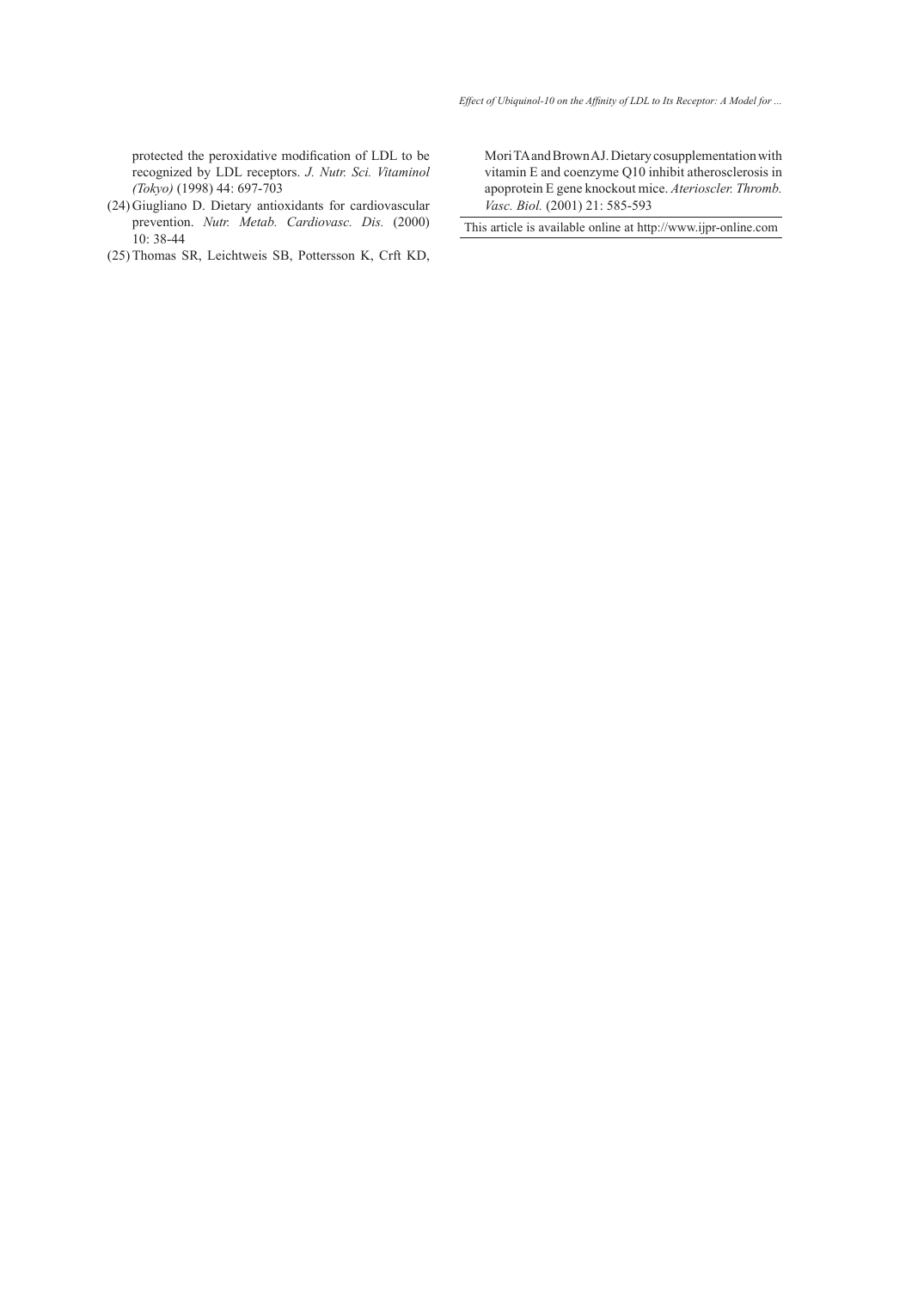protected the peroxidative modification of LDL to be recognized by LDL receptors. *J. Nutr. Sci. Vitaminol (Tokyo)* (1998) 44: 697-703

(24) Giugliano D. Dietary antioxidants for cardiovascular prevention. *Nutr. Metab. Cardiovasc. Dis.* (2000) 10: 38-44

(25) Thomas SR, Leichtweis SB, Pottersson K, Crft KD, Mori TA and Brown AJ. Dietary cosupplementation with vitamin E and coenzyme Q10 inhibit atherosclerosis in apoprotein E gene knockout mice. *Aterioscler. Thromb. Vasc. Biol.* (2001) 21: 585-593

This article is available online at http://www.ijpr-online.com